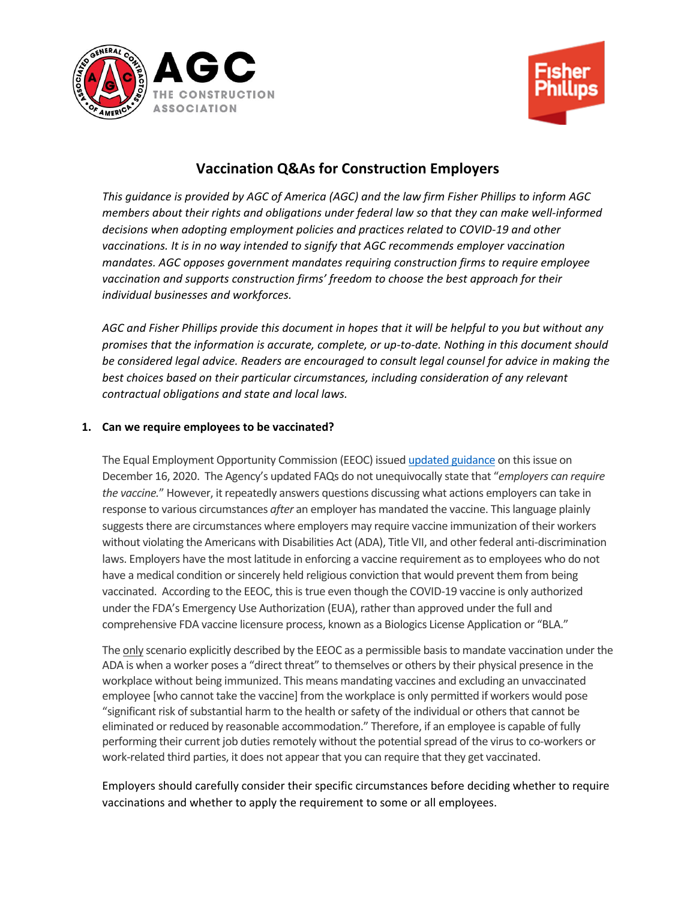# Vaccination Q&As for Construction Employers

*This guidance is provided by AGC of America (AGC) and the law firm Fisher Phillips to inform AGC members about their rights and obligations under federal law so that they can make well-informed decisions when adopting employment policies and practices related to COVID-19 and other vaccinations. It is in no way intended to signify that AGC recommends employer vaccination mandates. AGC opposes government mandates requiring construction firms to require employee vaccination and supports construction firms' freedom to choose the best approach for their individual businesses and workforces.*

*AGC and Fisher Phillips provide this document in hopes that it will be helpful to you but without any promises that the information is accurate, complete, or up-to-date. Nothing in this document should be considered legal advice. Readers are encouraged to consult legal counsel for advice in making the best choices based on their particular circumstances, including consideration of any relevant contractual obligations and state and local laws.*

### 1. Can we require employees to be vaccinated?

The Equal Employment Opportunity Commission (EEOC) issued updated guidance on this issue on December 16, 2020. The Agency's updated FAQs do not unequivocally state that "*employers can require the vaccine.*" However, it repeatedly answers questions discussing what actions employers can take in response to various circumstances *after* an employer has mandated the vaccine. This language plainly suggests there are circumstances where employers may require vaccine immunization of their workers without violating the Americans with Disabilities Act (ADA), Title VII, and other federal anti-discrimination laws. Employers have the most latitude in enforcing a vaccine requirement as to employees who do not have a medical condition or sincerely held religious conviction that would prevent them from being vaccinated. According to the EEOC, this is true even though the COVID-19 vaccine is only authorized under the FDA's Emergency Use Authorization (EUA), rather than approved under the full and comprehensive FDA vaccine licensure process, known as a Biologics License Application or "BLA."

The only scenario explicitly described by the EEOC as a permissible basis to mandate vaccination under the ADA is when a worker poses a "direct threat" to themselves or others by their physical presence in the workplace without being immunized. This means mandating vaccines and excluding an unvaccinated employee [who cannot take the vaccine] from the workplace is only permitted if workers would pose "significant risk of substantial harm to the health or safety of the individual or others that cannot be eliminated or reduced by reasonable accommodation." Therefore, if an employee is capable of fully performing their current job duties remotely without the potential spread of the virus to co-workers or work-related third parties, it does not appear that you can require that they get vaccinated.

Employers should carefully consider their specific circumstances before deciding whether to require vaccinations and whether to apply the requirement to some or all employees.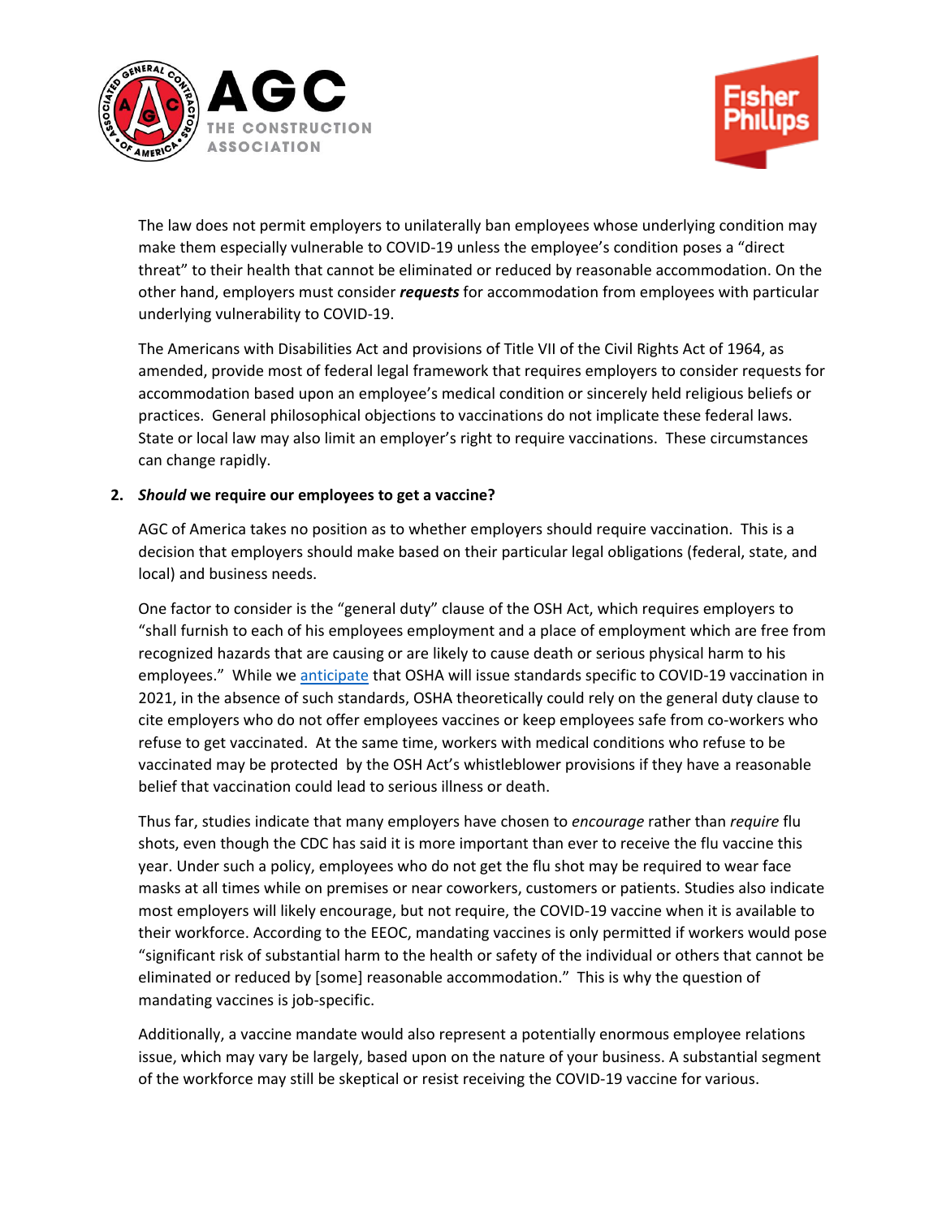The law does not permit employers to unilaterally ban employees whose underlying condition may make them especially vulnerable to COVID-19 unless the employee's condition poses a "direct threat" to their health that cannot be eliminated or reduced by reasonable accommodation. On the other hand, employers must consider ***requests*** for accommodation from employees with particular underlying vulnerability to COVID-19.

The Americans with Disabilities Act and provisions of Title VII of the Civil Rights Act of 1964, as amended, provide most of federal legal framework that requires employers to consider requests for accommodation based upon an employee's medical condition or sincerely held religious beliefs or practices. General philosophical objections to vaccinations do not implicate these federal laws. State or local law may also limit an employer's right to require vaccinations. These circumstances can change rapidly.

2. ***Should*** **we require our employees to get a vaccine?**

AGC of America takes no position as to whether employers should require vaccination. This is a decision that employers should make based on their particular legal obligations (federal, state, and local) and business needs.

One factor to consider is the "general duty" clause of the OSH Act, which requires employers to "shall furnish to each of his employees employment and a place of employment which are free from recognized hazards that are causing or are likely to cause death or serious physical harm to his employees." While we anticipate that OSHA will issue standards specific to COVID-19 vaccination in 2021, in the absence of such standards, OSHA theoretically could rely on the general duty clause to cite employers who do not offer employees vaccines or keep employees safe from co-workers who refuse to get vaccinated. At the same time, workers with medical conditions who refuse to be vaccinated may be protected by the OSH Act's whistleblower provisions if they have a reasonable belief that vaccination could lead to serious illness or death.

Thus far, studies indicate that many employers have chosen to *encourage* rather than *require* flu shots, even though the CDC has said it is more important than ever to receive the flu vaccine this year. Under such a policy, employees who do not get the flu shot may be required to wear face masks at all times while on premises or near coworkers, customers or patients. Studies also indicate most employers will likely encourage, but not require, the COVID-19 vaccine when it is available to their workforce. According to the EEOC, mandating vaccines is only permitted if workers would pose "significant risk of substantial harm to the health or safety of the individual or others that cannot be eliminated or reduced by [some] reasonable accommodation." This is why the question of mandating vaccines is job-specific.

Additionally, a vaccine mandate would also represent a potentially enormous employee relations issue, which may vary be largely, based upon on the nature of your business. A substantial segment of the workforce may still be skeptical or resist receiving the COVID-19 vaccine for various.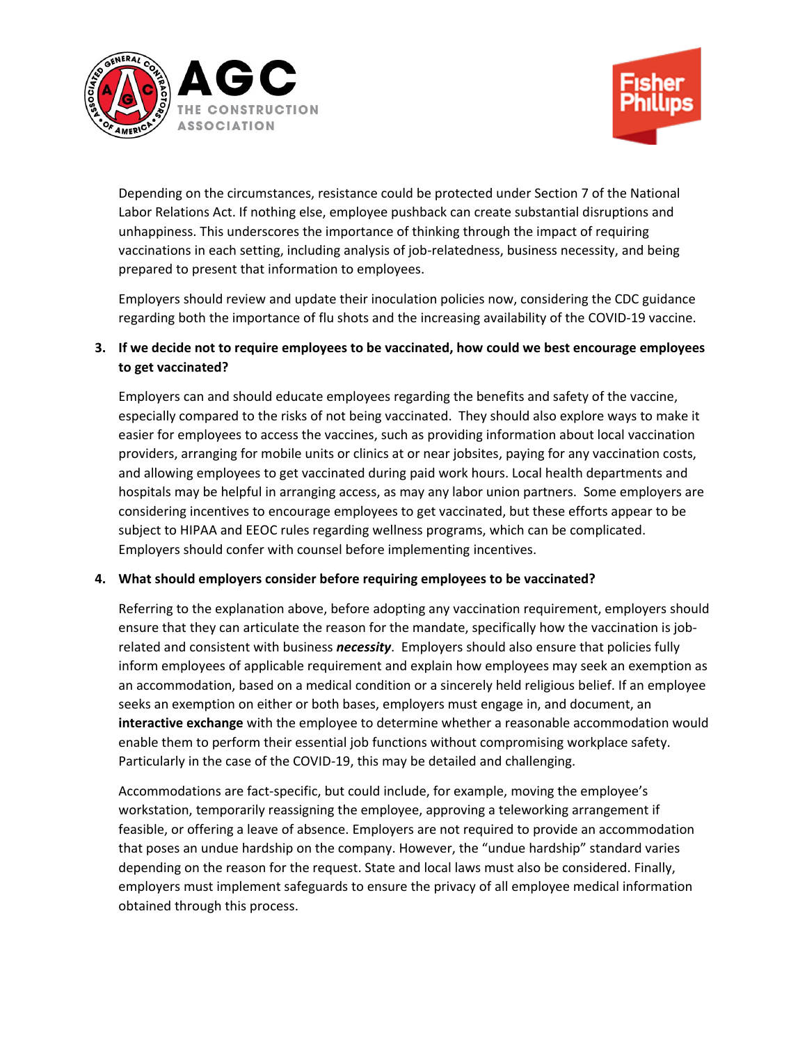Depending on the circumstances, resistance could be protected under Section 7 of the National Labor Relations Act. If nothing else, employee pushback can create substantial disruptions and unhappiness. This underscores the importance of thinking through the impact of requiring vaccinations in each setting, including analysis of job-relatedness, business necessity, and being prepared to present that information to employees.

Employers should review and update their inoculation policies now, considering the CDC guidance regarding both the importance of flu shots and the increasing availability of the COVID-19 vaccine.

3. **If we decide not to require employees to be vaccinated, how could we best encourage employees to get vaccinated?**

   Employers can and should educate employees regarding the benefits and safety of the vaccine, especially compared to the risks of not being vaccinated. They should also explore ways to make it easier for employees to access the vaccines, such as providing information about local vaccination providers, arranging for mobile units or clinics at or near jobsites, paying for any vaccination costs, and allowing employees to get vaccinated during paid work hours. Local health departments and hospitals may be helpful in arranging access, as may any labor union partners. Some employers are considering incentives to encourage employees to get vaccinated, but these efforts appear to be subject to HIPAA and EEOC rules regarding wellness programs, which can be complicated. Employers should confer with counsel before implementing incentives.

4. **What should employers consider before requiring employees to be vaccinated?**

   Referring to the explanation above, before adopting any vaccination requirement, employers should ensure that they can articulate the reason for the mandate, specifically how the vaccination is job-related and consistent with business ***necessity***. Employers should also ensure that policies fully inform employees of applicable requirement and explain how employees may seek an exemption as an accommodation, based on a medical condition or a sincerely held religious belief. If an employee seeks an exemption on either or both bases, employers must engage in, and document, an **interactive exchange** with the employee to determine whether a reasonable accommodation would enable them to perform their essential job functions without compromising workplace safety. Particularly in the case of the COVID-19, this may be detailed and challenging.

   Accommodations are fact-specific, but could include, for example, moving the employee's workstation, temporarily reassigning the employee, approving a teleworking arrangement if feasible, or offering a leave of absence. Employers are not required to provide an accommodation that poses an undue hardship on the company. However, the "undue hardship" standard varies depending on the reason for the request. State and local laws must also be considered. Finally, employers must implement safeguards to ensure the privacy of all employee medical information obtained through this process.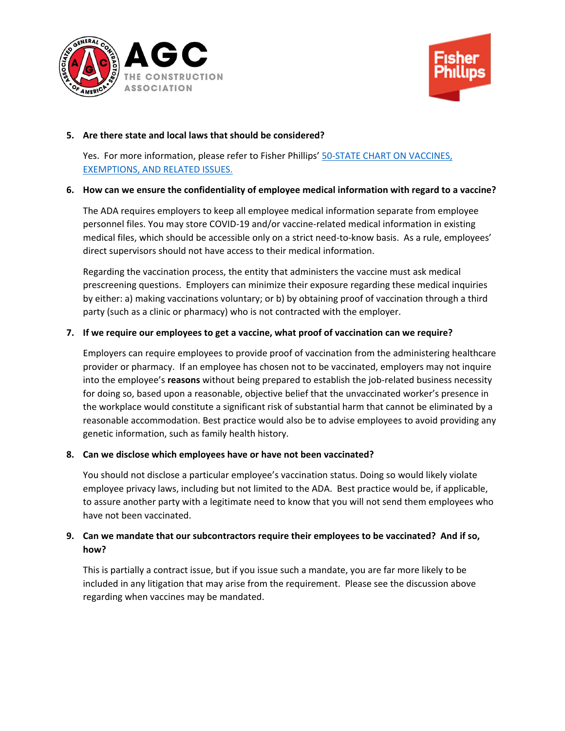5. **Are there state and local laws that should be considered?**

   Yes. For more information, please refer to Fisher Phillips' [50-STATE CHART ON VACCINES, EXEMPTIONS, AND RELATED ISSUES.]()

6. **How can we ensure the confidentiality of employee medical information with regard to a vaccine?**

   The ADA requires employers to keep all employee medical information separate from employee personnel files. You may store COVID-19 and/or vaccine-related medical information in existing medical files, which should be accessible only on a strict need-to-know basis. As a rule, employees' direct supervisors should not have access to their medical information.

   Regarding the vaccination process, the entity that administers the vaccine must ask medical prescreening questions. Employers can minimize their exposure regarding these medical inquiries by either: a) making vaccinations voluntary; or b) by obtaining proof of vaccination through a third party (such as a clinic or pharmacy) who is not contracted with the employer.

7. **If we require our employees to get a vaccine, what proof of vaccination can we require?**

   Employers can require employees to provide proof of vaccination from the administering healthcare provider or pharmacy. If an employee has chosen not to be vaccinated, employers may not inquire into the employee's **reasons** without being prepared to establish the job-related business necessity for doing so, based upon a reasonable, objective belief that the unvaccinated worker's presence in the workplace would constitute a significant risk of substantial harm that cannot be eliminated by a reasonable accommodation. Best practice would also be to advise employees to avoid providing any genetic information, such as family health history.

8. **Can we disclose which employees have or have not been vaccinated?**

   You should not disclose a particular employee's vaccination status. Doing so would likely violate employee privacy laws, including but not limited to the ADA. Best practice would be, if applicable, to assure another party with a legitimate need to know that you will not send them employees who have not been vaccinated.

9. **Can we mandate that our subcontractors require their employees to be vaccinated? And if so, how?**

   This is partially a contract issue, but if you issue such a mandate, you are far more likely to be included in any litigation that may arise from the requirement. Please see the discussion above regarding when vaccines may be mandated.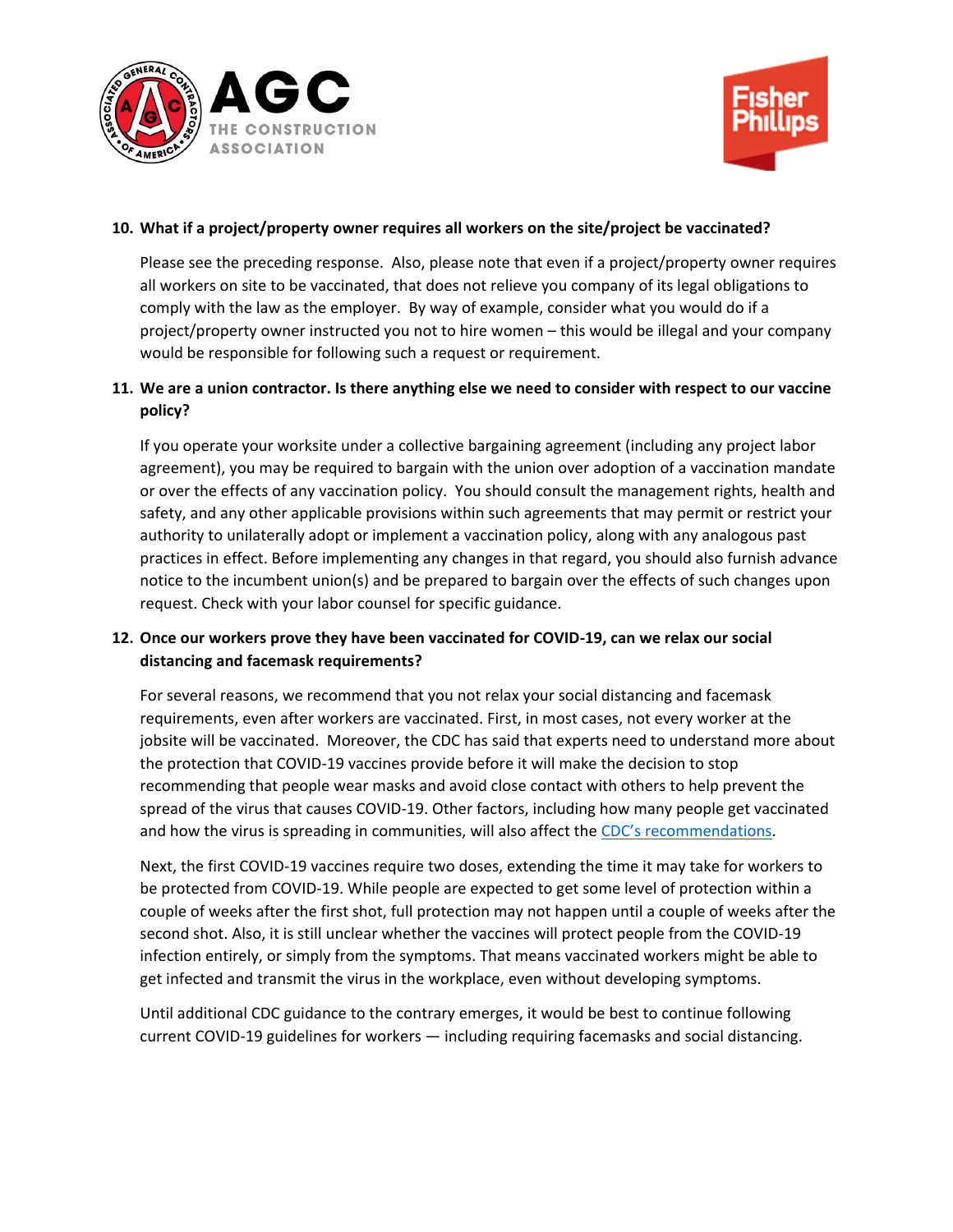**10. What if a project/property owner requires all workers on the site/project be vaccinated?**

Please see the preceding response. Also, please note that even if a project/property owner requires all workers on site to be vaccinated, that does not relieve you company of its legal obligations to comply with the law as the employer. By way of example, consider what you would do if a project/property owner instructed you not to hire women – this would be illegal and your company would be responsible for following such a request or requirement.

**11. We are a union contractor. Is there anything else we need to consider with respect to our vaccine policy?**

If you operate your worksite under a collective bargaining agreement (including any project labor agreement), you may be required to bargain with the union over adoption of a vaccination mandate or over the effects of any vaccination policy. You should consult the management rights, health and safety, and any other applicable provisions within such agreements that may permit or restrict your authority to unilaterally adopt or implement a vaccination policy, along with any analogous past practices in effect. Before implementing any changes in that regard, you should also furnish advance notice to the incumbent union(s) and be prepared to bargain over the effects of such changes upon request. Check with your labor counsel for specific guidance.

**12. Once our workers prove they have been vaccinated for COVID-19, can we relax our social distancing and facemask requirements?**

For several reasons, we recommend that you not relax your social distancing and facemask requirements, even after workers are vaccinated. First, in most cases, not every worker at the jobsite will be vaccinated. Moreover, the CDC has said that experts need to understand more about the protection that COVID-19 vaccines provide before it will make the decision to stop recommending that people wear masks and avoid close contact with others to help prevent the spread of the virus that causes COVID-19. Other factors, including how many people get vaccinated and how the virus is spreading in communities, will also affect the CDC's recommendations.

Next, the first COVID-19 vaccines require two doses, extending the time it may take for workers to be protected from COVID-19. While people are expected to get some level of protection within a couple of weeks after the first shot, full protection may not happen until a couple of weeks after the second shot. Also, it is still unclear whether the vaccines will protect people from the COVID-19 infection entirely, or simply from the symptoms. That means vaccinated workers might be able to get infected and transmit the virus in the workplace, even without developing symptoms.

Until additional CDC guidance to the contrary emerges, it would be best to continue following current COVID-19 guidelines for workers — including requiring facemasks and social distancing.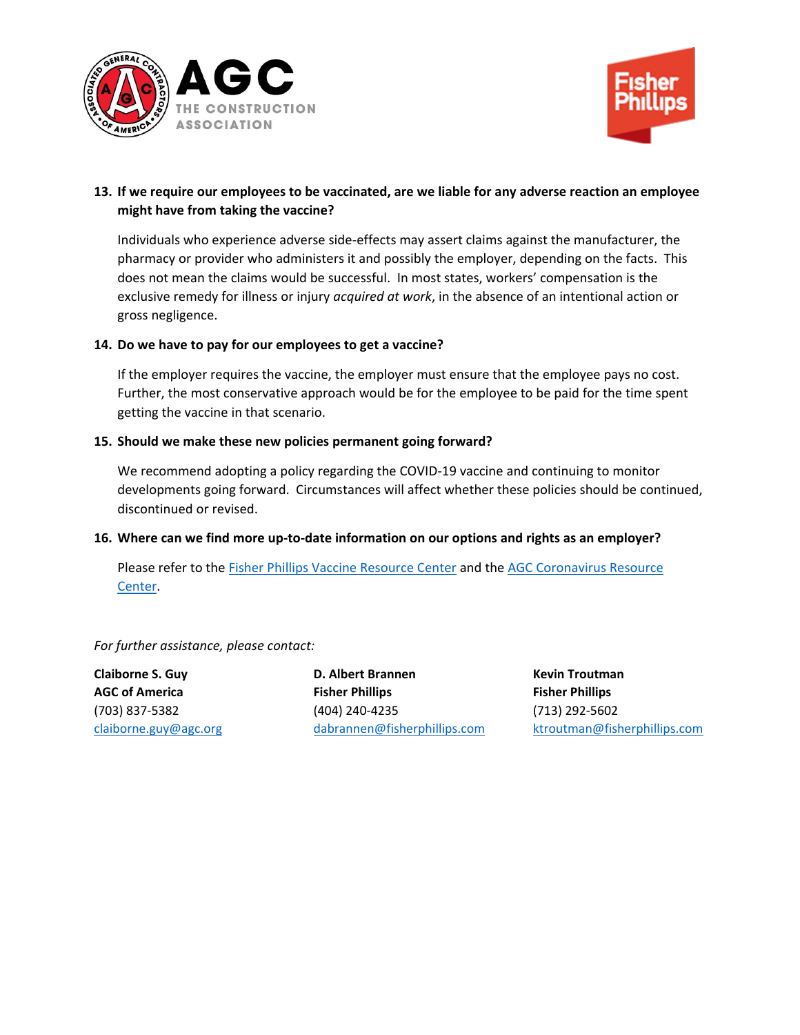**13. If we require our employees to be vaccinated, are we liable for any adverse reaction an employee might have from taking the vaccine?**

Individuals who experience adverse side-effects may assert claims against the manufacturer, the pharmacy or provider who administers it and possibly the employer, depending on the facts. This does not mean the claims would be successful. In most states, workers' compensation is the exclusive remedy for illness or injury *acquired at work*, in the absence of an intentional action or gross negligence.

**14. Do we have to pay for our employees to get a vaccine?**

If the employer requires the vaccine, the employer must ensure that the employee pays no cost. Further, the most conservative approach would be for the employee to be paid for the time spent getting the vaccine in that scenario.

**15. Should we make these new policies permanent going forward?**

We recommend adopting a policy regarding the COVID-19 vaccine and continuing to monitor developments going forward. Circumstances will affect whether these policies should be continued, discontinued or revised.

**16. Where can we find more up-to-date information on our options and rights as an employer?**

Please refer to the Fisher Phillips Vaccine Resource Center and the AGC Coronavirus Resource Center.

*For further assistance, please contact:*

**Claiborne S. Guy**
**AGC of America**
(703) 837-5382
claiborne.guy@agc.org

**D. Albert Brannen**
**Fisher Phillips**
(404) 240-4235
dabrannen@fisherphillips.com

**Kevin Troutman**
**Fisher Phillips**
(713) 292-5602
ktroutman@fisherphillips.com